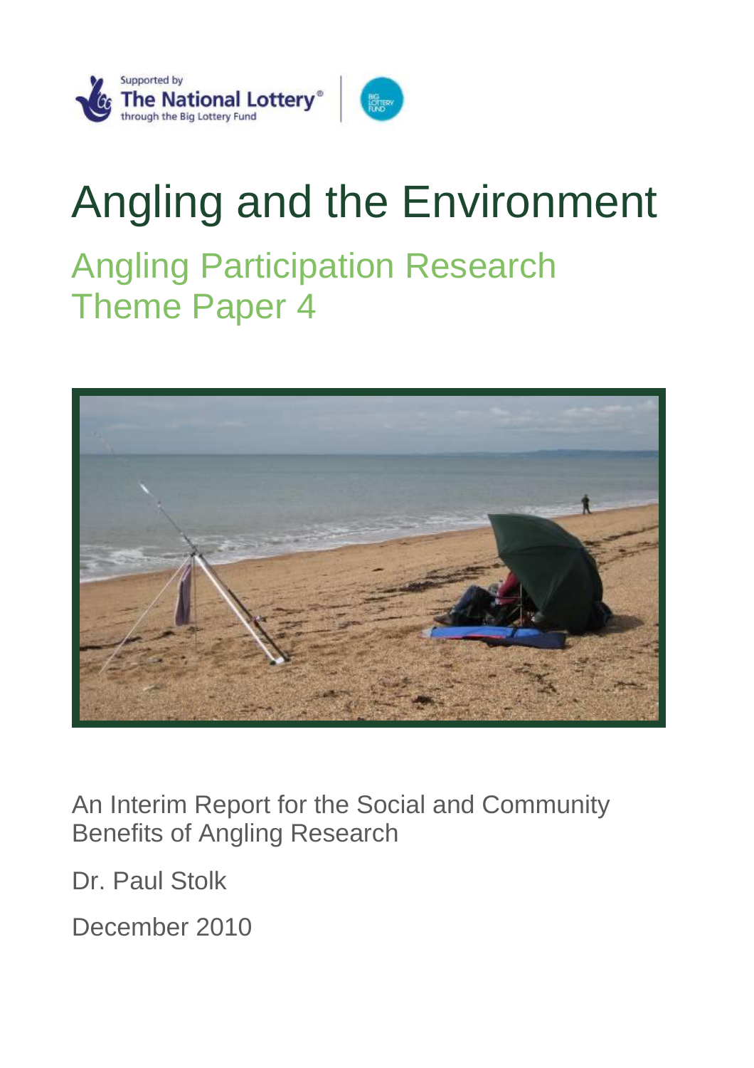Supported by The National Lottery® through the Big Lottery Fund

# Angling and the Environment

## Angling Participation Research
## Theme Paper 4

An Interim Report for the Social and Community Benefits of Angling Research

Dr. Paul Stolk

December 2010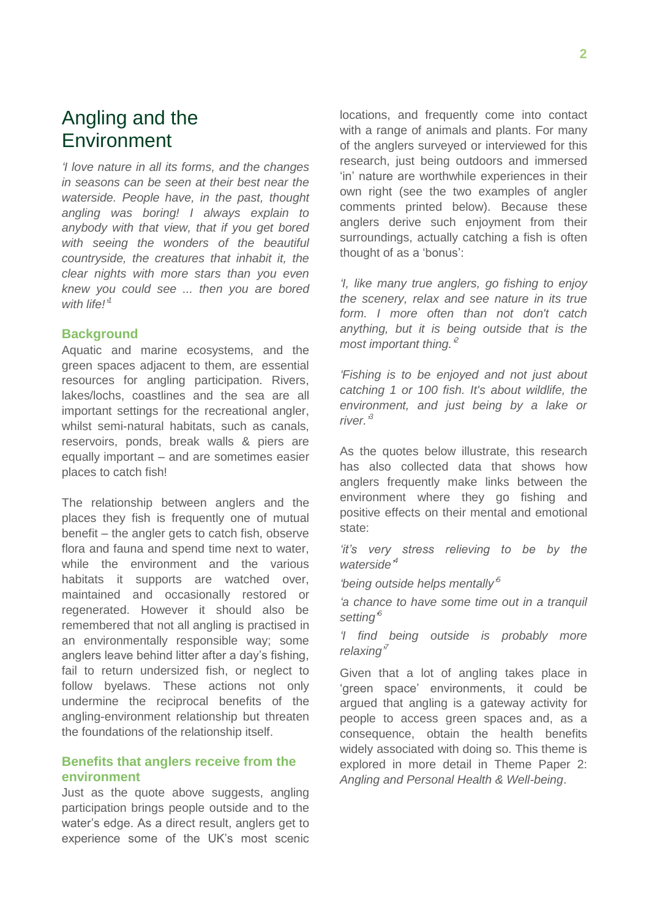# Angling and the Environment

*'I love nature in all its forms, and the changes in seasons can be seen at their best near the waterside. People have, in the past, thought angling was boring! I always explain to anybody with that view, that if you get bored with seeing the wonders of the beautiful countryside, the creatures that inhabit it, the clear nights with more stars than you even knew you could see ... then you are bored with life!'*[1]

## Background

Aquatic and marine ecosystems, and the green spaces adjacent to them, are essential resources for angling participation. Rivers, lakes/lochs, coastlines and the sea are all important settings for the recreational angler, whilst semi-natural habitats, such as canals, reservoirs, ponds, break walls & piers are equally important – and are sometimes easier places to catch fish!

The relationship between anglers and the places they fish is frequently one of mutual benefit – the angler gets to catch fish, observe flora and fauna and spend time next to water, while the environment and the various habitats it supports are watched over, maintained and occasionally restored or regenerated. However it should also be remembered that not all angling is practised in an environmentally responsible way; some anglers leave behind litter after a day's fishing, fail to return undersized fish, or neglect to follow byelaws. These actions not only undermine the reciprocal benefits of the angling-environment relationship but threaten the foundations of the relationship itself.

## Benefits that anglers receive from the environment

Just as the quote above suggests, angling participation brings people outside and to the water's edge. As a direct result, anglers get to experience some of the UK's most scenic locations, and frequently come into contact with a range of animals and plants. For many of the anglers surveyed or interviewed for this research, just being outdoors and immersed 'in' nature are worthwhile experiences in their own right (see the two examples of angler comments printed below). Because these anglers derive such enjoyment from their surroundings, actually catching a fish is often thought of as a 'bonus':

*'I, like many true anglers, go fishing to enjoy the scenery, relax and see nature in its true form. I more often than not don't catch anything, but it is being outside that is the most important thing.'*[2]

*'Fishing is to be enjoyed and not just about catching 1 or 100 fish. It's about wildlife, the environment, and just being by a lake or river.'*[3]

As the quotes below illustrate, this research has also collected data that shows how anglers frequently make links between the environment where they go fishing and positive effects on their mental and emotional state:

*'it's very stress relieving to be by the waterside'*[4]

*'being outside helps mentally'*[5]

*'a chance to have some time out in a tranquil setting'*[6]

*'I find being outside is probably more relaxing'*[7]

Given that a lot of angling takes place in 'green space' environments, it could be argued that angling is a gateway activity for people to access green spaces and, as a consequence, obtain the health benefits widely associated with doing so. This theme is explored in more detail in Theme Paper 2: *Angling and Personal Health & Well-being*.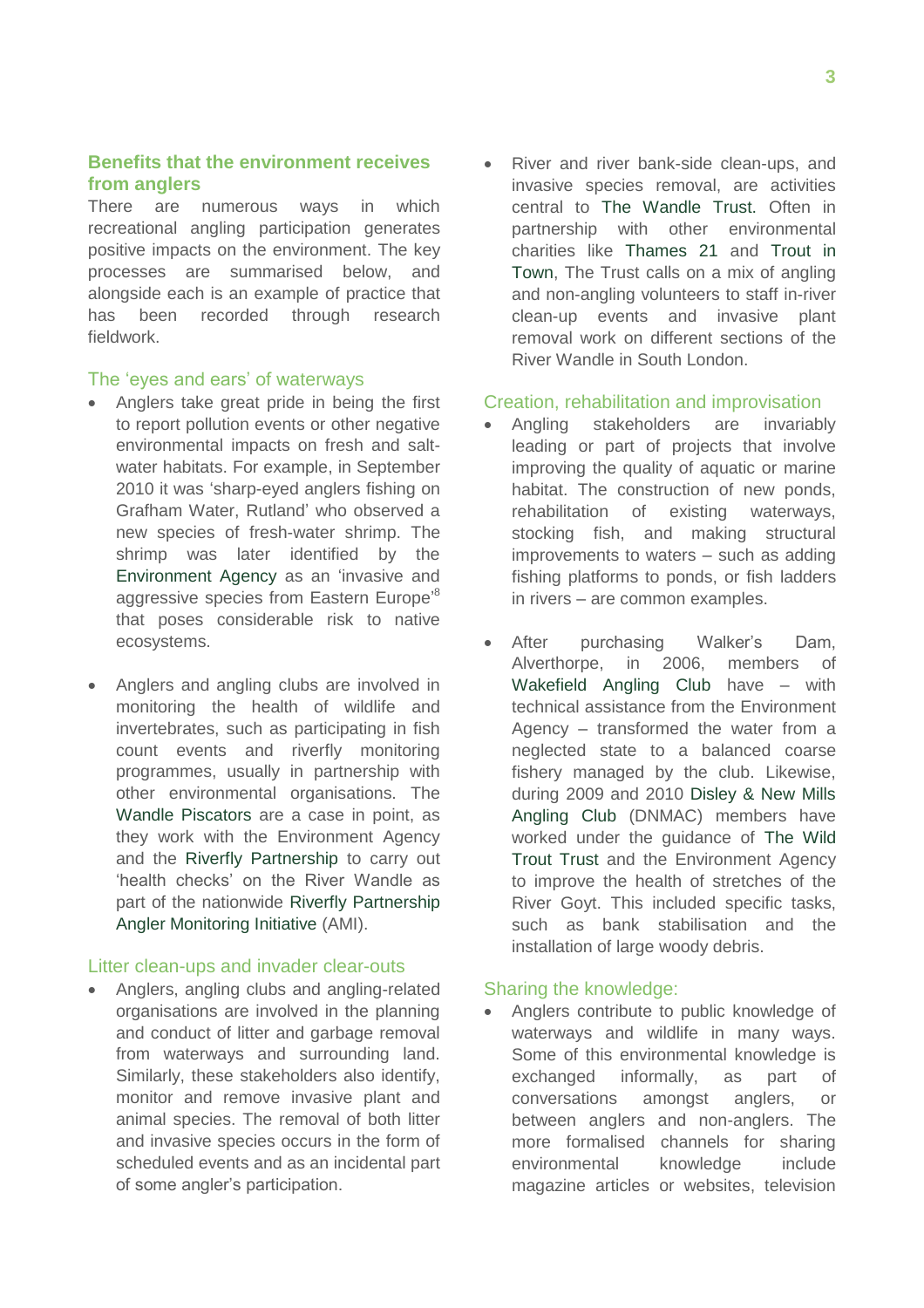## Benefits that the environment receives from anglers

There are numerous ways in which recreational angling participation generates positive impacts on the environment. The key processes are summarised below, and alongside each is an example of practice that has been recorded through research fieldwork.

### The 'eyes and ears' of waterways

- Anglers take great pride in being the first to report pollution events or other negative environmental impacts on fresh and salt-water habitats. For example, in September 2010 it was 'sharp-eyed anglers fishing on Grafham Water, Rutland' who observed a new species of fresh-water shrimp. The shrimp was later identified by the Environment Agency as an 'invasive and aggressive species from Eastern Europe'[8] that poses considerable risk to native ecosystems.

- Anglers and angling clubs are involved in monitoring the health of wildlife and invertebrates, such as participating in fish count events and riverfly monitoring programmes, usually in partnership with other environmental organisations. The Wandle Piscators are a case in point, as they work with the Environment Agency and the Riverfly Partnership to carry out 'health checks' on the River Wandle as part of the nationwide Riverfly Partnership Angler Monitoring Initiative (AMI).

### Litter clean-ups and invader clear-outs

- Anglers, angling clubs and angling-related organisations are involved in the planning and conduct of litter and garbage removal from waterways and surrounding land. Similarly, these stakeholders also identify, monitor and remove invasive plant and animal species. The removal of both litter and invasive species occurs in the form of scheduled events and as an incidental part of some angler's participation.

- River and river bank-side clean-ups, and invasive species removal, are activities central to The Wandle Trust. Often in partnership with other environmental charities like Thames 21 and Trout in Town, The Trust calls on a mix of angling and non-angling volunteers to staff in-river clean-up events and invasive plant removal work on different sections of the River Wandle in South London.

### Creation, rehabilitation and improvisation

- Angling stakeholders are invariably leading or part of projects that involve improving the quality of aquatic or marine habitat. The construction of new ponds, rehabilitation of existing waterways, stocking fish, and making structural improvements to waters – such as adding fishing platforms to ponds, or fish ladders in rivers – are common examples.

- After purchasing Walker's Dam, Alverthorpe, in 2006, members of Wakefield Angling Club have – with technical assistance from the Environment Agency – transformed the water from a neglected state to a balanced coarse fishery managed by the club. Likewise, during 2009 and 2010 Disley & New Mills Angling Club (DNMAC) members have worked under the guidance of The Wild Trout Trust and the Environment Agency to improve the health of stretches of the River Goyt. This included specific tasks, such as bank stabilisation and the installation of large woody debris.

### Sharing the knowledge:

- Anglers contribute to public knowledge of waterways and wildlife in many ways. Some of this environmental knowledge is exchanged informally, as part of conversations amongst anglers, or between anglers and non-anglers. The more formalised channels for sharing environmental knowledge include magazine articles or websites, television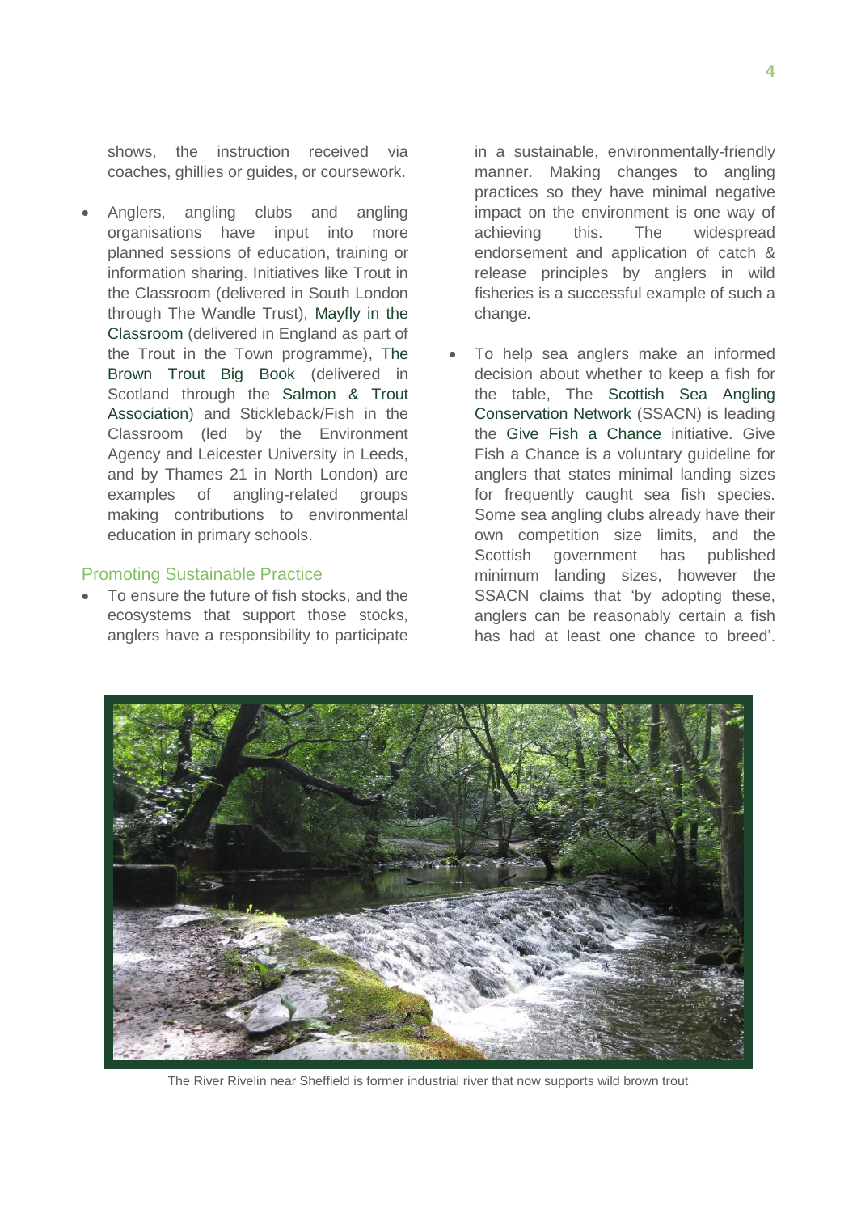shows, the instruction received via coaches, ghillies or guides, or coursework.

- Anglers, angling clubs and angling organisations have input into more planned sessions of education, training or information sharing. Initiatives like Trout in the Classroom (delivered in South London through The Wandle Trust), Mayfly in the Classroom (delivered in England as part of the Trout in the Town programme), The Brown Trout Big Book (delivered in Scotland through the Salmon & Trout Association) and Stickleback/Fish in the Classroom (led by the Environment Agency and Leicester University in Leeds, and by Thames 21 in North London) are examples of angling-related groups making contributions to environmental education in primary schools.

## Promoting Sustainable Practice

- To ensure the future of fish stocks, and the ecosystems that support those stocks, anglers have a responsibility to participate in a sustainable, environmentally-friendly manner. Making changes to angling practices so they have minimal negative impact on the environment is one way of achieving this. The widespread endorsement and application of catch & release principles by anglers in wild fisheries is a successful example of such a change.

- To help sea anglers make an informed decision about whether to keep a fish for the table, The Scottish Sea Angling Conservation Network (SSACN) is leading the Give Fish a Chance initiative. Give Fish a Chance is a voluntary guideline for anglers that states minimal landing sizes for frequently caught sea fish species. Some sea angling clubs already have their own competition size limits, and the Scottish government has published minimum landing sizes, however the SSACN claims that 'by adopting these, anglers can be reasonably certain a fish has had at least one chance to breed'.

The River Rivelin near Sheffield is former industrial river that now supports wild brown trout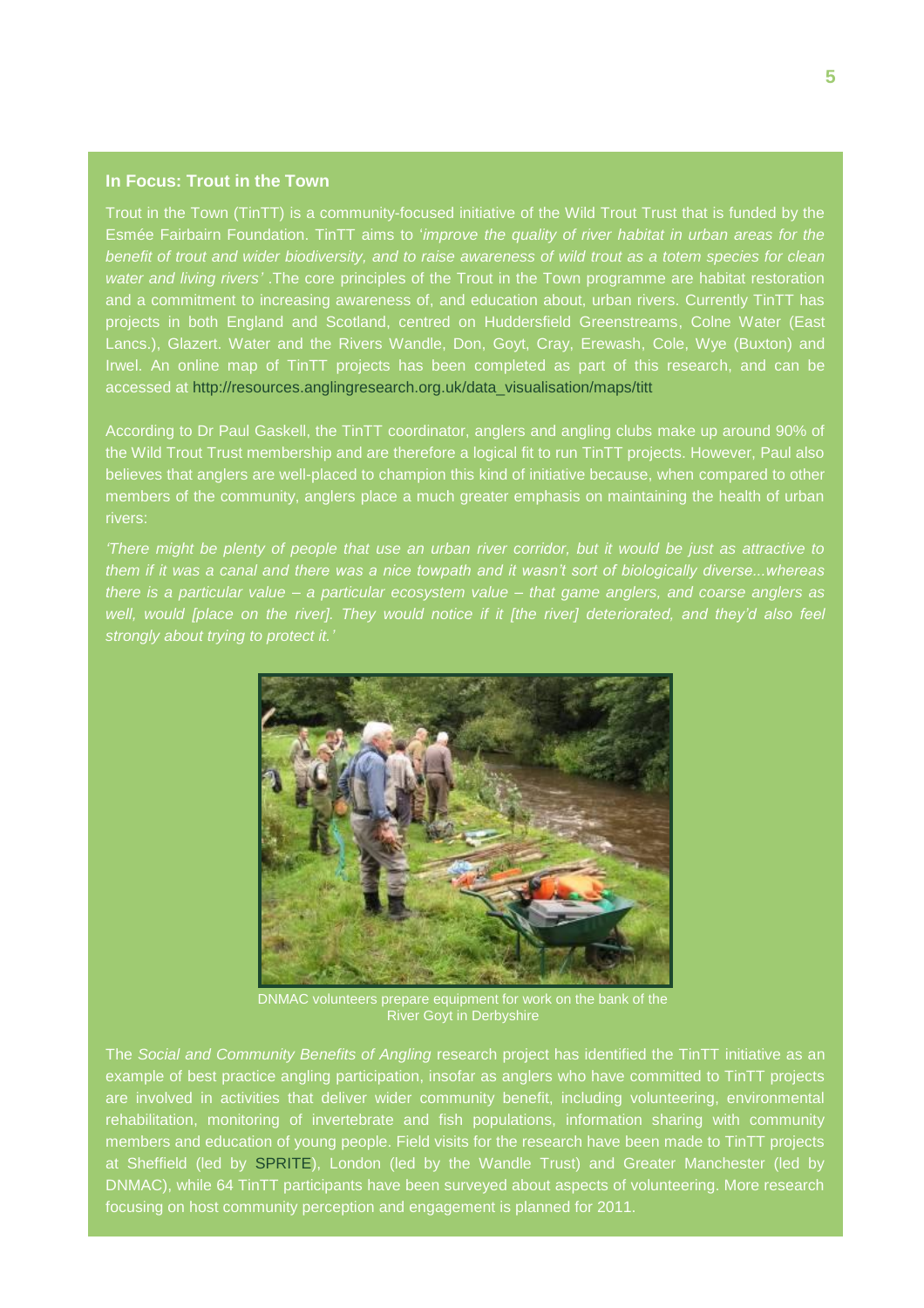## In Focus: Trout in the Town

Trout in the Town (TinTT) is a community-focused initiative of the Wild Trout Trust that is funded by the Esmée Fairbairn Foundation. TinTT aims to '*improve the quality of river habitat in urban areas for the benefit of trout and wider biodiversity, and to raise awareness of wild trout as a totem species for clean water and living rivers'* .The core principles of the Trout in the Town programme are habitat restoration and a commitment to increasing awareness of, and education about, urban rivers. Currently TinTT has projects in both England and Scotland, centred on Huddersfield Greenstreams, Colne Water (East Lancs.), Glazert. Water and the Rivers Wandle, Don, Goyt, Cray, Erewash, Cole, Wye (Buxton) and Irwel. An online map of TinTT projects has been completed as part of this research, and can be accessed at http://resources.anglingresearch.org.uk/data_visualisation/maps/titt

According to Dr Paul Gaskell, the TinTT coordinator, anglers and angling clubs make up around 90% of the Wild Trout Trust membership and are therefore a logical fit to run TinTT projects. However, Paul also believes that anglers are well-placed to champion this kind of initiative because, when compared to other members of the community, anglers place a much greater emphasis on maintaining the health of urban rivers:

*'There might be plenty of people that use an urban river corridor, but it would be just as attractive to them if it was a canal and there was a nice towpath and it wasn't sort of biologically diverse...whereas there is a particular value – a particular ecosystem value – that game anglers, and coarse anglers as well, would [place on the river]. They would notice if it [the river] deteriorated, and they'd also feel strongly about trying to protect it.'*

DNMAC volunteers prepare equipment for work on the bank of the River Goyt in Derbyshire

The *Social and Community Benefits of Angling* research project has identified the TinTT initiative as an example of best practice angling participation, insofar as anglers who have committed to TinTT projects are involved in activities that deliver wider community benefit, including volunteering, environmental rehabilitation, monitoring of invertebrate and fish populations, information sharing with community members and education of young people. Field visits for the research have been made to TinTT projects at Sheffield (led by SPRITE), London (led by the Wandle Trust) and Greater Manchester (led by DNMAC), while 64 TinTT participants have been surveyed about aspects of volunteering. More research focusing on host community perception and engagement is planned for 2011.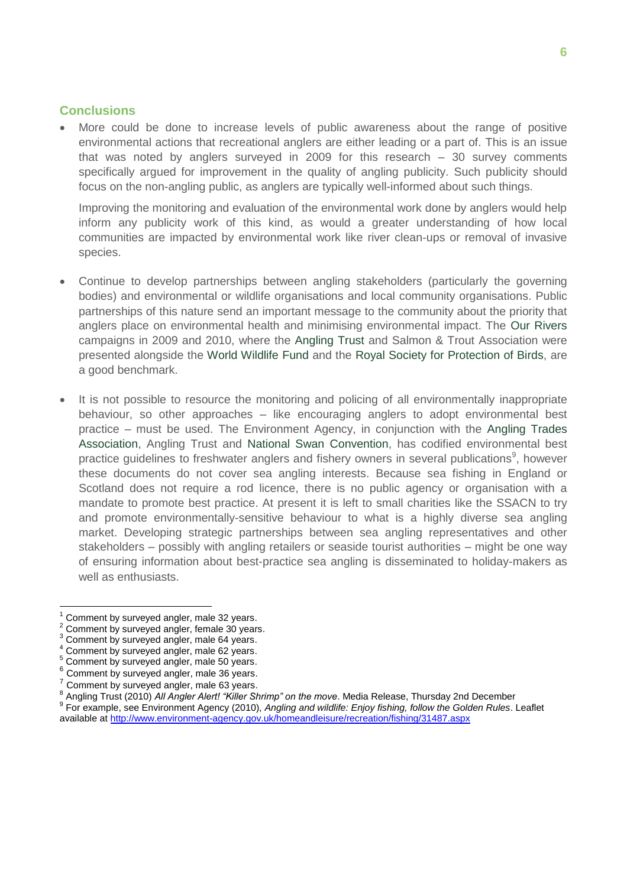## Conclusions

- More could be done to increase levels of public awareness about the range of positive environmental actions that recreational anglers are either leading or a part of. This is an issue that was noted by anglers surveyed in 2009 for this research – 30 survey comments specifically argued for improvement in the quality of angling publicity. Such publicity should focus on the non-angling public, as anglers are typically well-informed about such things.

  Improving the monitoring and evaluation of the environmental work done by anglers would help inform any publicity work of this kind, as would a greater understanding of how local communities are impacted by environmental work like river clean-ups or removal of invasive species.

- Continue to develop partnerships between angling stakeholders (particularly the governing bodies) and environmental or wildlife organisations and local community organisations. Public partnerships of this nature send an important message to the community about the priority that anglers place on environmental health and minimising environmental impact. The Our Rivers campaigns in 2009 and 2010, where the Angling Trust and Salmon & Trout Association were presented alongside the World Wildlife Fund and the Royal Society for Protection of Birds, are a good benchmark.

- It is not possible to resource the monitoring and policing of all environmentally inappropriate behaviour, so other approaches – like encouraging anglers to adopt environmental best practice – must be used. The Environment Agency, in conjunction with the Angling Trades Association, Angling Trust and National Swan Convention, has codified environmental best practice guidelines to freshwater anglers and fishery owners in several publications[9], however these documents do not cover sea angling interests. Because sea fishing in England or Scotland does not require a rod licence, there is no public agency or organisation with a mandate to promote best practice. At present it is left to small charities like the SSACN to try and promote environmentally-sensitive behaviour to what is a highly diverse sea angling market. Developing strategic partnerships between sea angling representatives and other stakeholders – possibly with angling retailers or seaside tourist authorities – might be one way of ensuring information about best-practice sea angling is disseminated to holiday-makers as well as enthusiasts.

---

[1] Comment by surveyed angler, male 32 years.
[2] Comment by surveyed angler, female 30 years.
[3] Comment by surveyed angler, male 64 years.
[4] Comment by surveyed angler, male 62 years.
[5] Comment by surveyed angler, male 50 years.
[6] Comment by surveyed angler, male 36 years.
[7] Comment by surveyed angler, male 63 years.
[8] Angling Trust (2010) *All Angler Alert! "Killer Shrimp" on the move*. Media Release, Thursday 2nd December
[9] For example, see Environment Agency (2010), *Angling and wildlife: Enjoy fishing, follow the Golden Rules*. Leaflet available at http://www.environment-agency.gov.uk/homeandleisure/recreation/fishing/31487.aspx